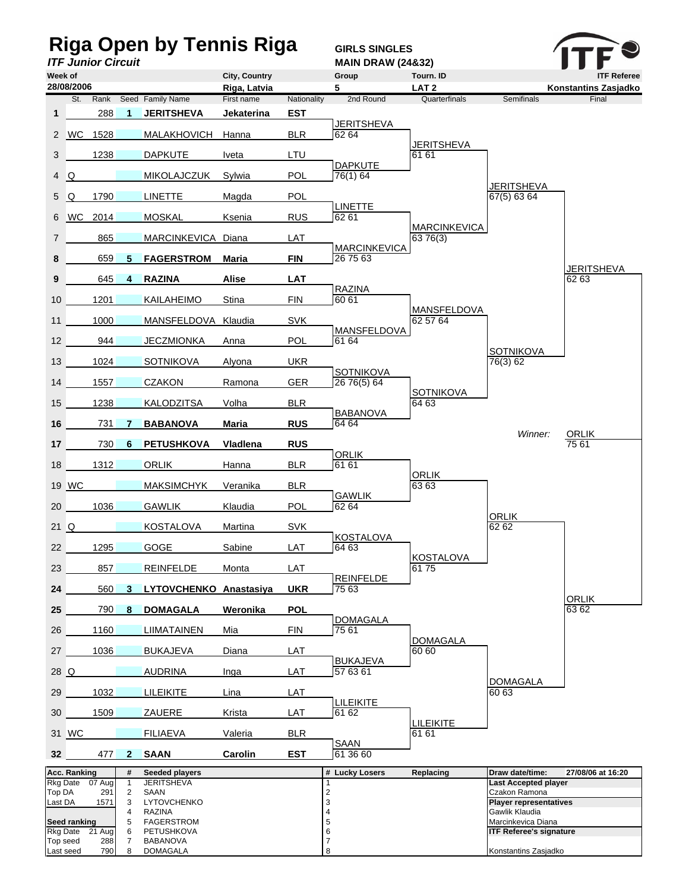# Riga Open by Tennis Riga

***ITF Junior Circuit***

**GIRLS SINGLES**
**MAIN DRAW (24&32)**

| Week of | City, Country | Group | Tourn. ID | ITF Referee |
|---|---|---|---|---|
| 28/08/2006 | Riga, Latvia | 5 | LAT 2 | Konstantins Zasjadko |

| # | St. | Rank | Seed | Family Name | First name | Nationality |
|---|---|---|---|---|---|---|
| 1 | | 288 | 1 | **JERITSHEVA** | **Jekaterina** | **EST** |
| 2 | WC | 1528 | | MALAKHOVICH | Hanna | BLR |
| 3 | | 1238 | | DAPKUTE | Iveta | LTU |
| 4 | Q | | | MIKOLAJCZUK | Sylwia | POL |
| 5 | Q | 1790 | | LINETTE | Magda | POL |
| 6 | WC | 2014 | | MOSKAL | Ksenia | RUS |
| 7 | | 865 | | MARCINKEVICA | Diana | LAT |
| 8 | | 659 | 5 | **FAGERSTROM** | **Maria** | **FIN** |
| 9 | | 645 | 4 | **RAZINA** | **Alise** | **LAT** |
| 10 | | 1201 | | KAILAHEIMO | Stina | FIN |
| 11 | | 1000 | | MANSFELDOVA | Klaudia | SVK |
| 12 | | 944 | | JECZMIONKA | Anna | POL |
| 13 | | 1024 | | SOTNIKOVA | Alyona | UKR |
| 14 | | 1557 | | CZAKON | Ramona | GER |
| 15 | | 1238 | | KALODZITSA | Volha | BLR |
| 16 | | 731 | 7 | **BABANOVA** | **Maria** | **RUS** |
| 17 | | 730 | 6 | **PETUSHKOVA** | **Vladlena** | **RUS** |
| 18 | | 1312 | | ORLIK | Hanna | BLR |
| 19 | WC | | | MAKSIMCHYK | Veranika | BLR |
| 20 | | 1036 | | GAWLIK | Klaudia | POL |
| 21 | Q | | | KOSTALOVA | Martina | SVK |
| 22 | | 1295 | | GOGE | Sabine | LAT |
| 23 | | 857 | | REINFELDE | Monta | LAT |
| 24 | | 560 | 3 | **LYTOVCHENKO** | **Anastasiya** | **UKR** |
| 25 | | 790 | 8 | **DOMAGALA** | **Weronika** | **POL** |
| 26 | | 1160 | | LIIMATAINEN | Mia | FIN |
| 27 | | 1036 | | BUKAJEVA | Diana | LAT |
| 28 | Q | | | AUDRINA | Inga | LAT |
| 29 | | 1032 | | LILEIKITE | Lina | LAT |
| 30 | | 1509 | | ZAUERE | Krista | LAT |
| 31 | WC | | | FILIAEVA | Valeria | BLR |
| 32 | | 477 | 2 | **SAAN** | **Carolin** | **EST** |

**2nd Round**

| Match | Winner | Score |
|---|---|---|
| 1–2 | JERITSHEVA | 62 64 |
| 3–4 | DAPKUTE | 76(1) 64 |
| 5–6 | LINETTE | 62 61 |
| 7–8 | MARCINKEVICA | 26 75 63 |
| 9–10 | RAZINA | 60 61 |
| 11–12 | MANSFELDOVA | 61 64 |
| 13–14 | SOTNIKOVA | 26 76(5) 64 |
| 15–16 | BABANOVA | 64 64 |
| 17–18 | ORLIK | 61 61 |
| 19–20 | GAWLIK | 62 64 |
| 21–22 | KOSTALOVA | 64 63 |
| 23–24 | REINFELDE | 75 63 |
| 25–26 | DOMAGALA | 75 61 |
| 27–28 | BUKAJEVA | 57 63 61 |
| 29–30 | LILEIKITE | 61 62 |
| 31–32 | SAAN | 61 36 60 |

**Quarterfinals**

| Winner | Score |
|---|---|
| JERITSHEVA | 61 61 |
| MARCINKEVICA | 63 76(3) |
| MANSFELDOVA | 62 57 64 |
| SOTNIKOVA | 64 63 |
| ORLIK | 63 63 |
| KOSTALOVA | 61 75 |
| DOMAGALA | 60 60 |
| LILEIKITE | 61 61 |

**Semifinals**

| Winner | Score |
|---|---|
| JERITSHEVA | 67(5) 63 64 |
| SOTNIKOVA | 76(3) 62 |
| ORLIK | 62 62 |
| DOMAGALA | 60 63 |

**Final**

| Winner | Score |
|---|---|
| JERITSHEVA | 62 63 |
| ORLIK | 63 62 |

*Winner:* ORLIK 75 61

| Acc. Ranking | | # | Seeded players | # | Lucky Losers | Replacing | Draw date/time: 27/08/06 at 16:20 |
|---|---|---|---|---|---|---|---|
| Rkg Date | 07 Aug | 1 | JERITSHEVA | 1 | | | **Last Accepted player** |
| Top DA | 291 | 2 | SAAN | 2 | | | Czakon Ramona |
| Last DA | 1571 | 3 | LYTOVCHENKO | 3 | | | **Player representatives** |
| | | 4 | RAZINA | 4 | | | Gawlik Klaudia |
| **Seed ranking** | | 5 | FAGERSTROM | 5 | | | Marcinkevica Diana |
| Rkg Date | 21 Aug | 6 | PETUSHKOVA | 6 | | | **ITF Referee's signature** |
| Top seed | 288 | 7 | BABANOVA | 7 | | | |
| Last seed | 790 | 8 | DOMAGALA | 8 | | | Konstantins Zasjadko |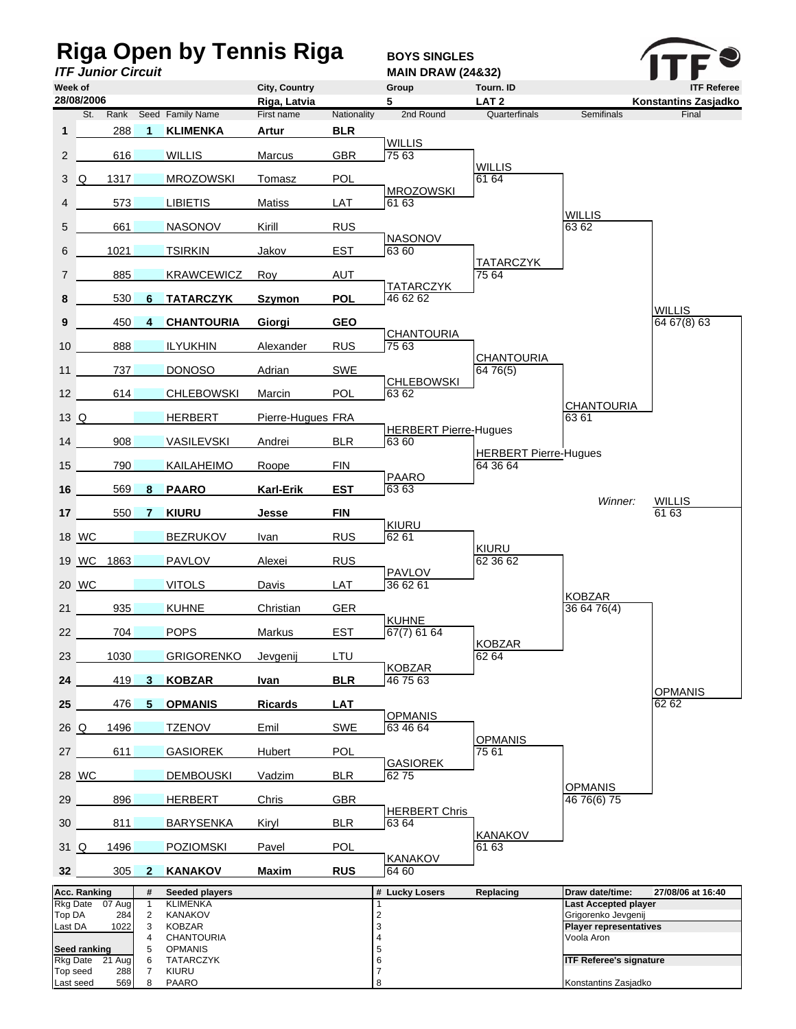# Riga Open by Tennis Riga

*ITF Junior Circuit*

**BOYS SINGLES**
**MAIN DRAW (24&32)**

| Week of | City, Country | Group | Tourn. ID | ITF Referee |
|---|---|---|---|---|
| 28/08/2006 | Riga, Latvia | 5 | LAT 2 | Konstantins Zasjadko |

| # | St. | Rank | Seed | Family Name | First name | Nationality | 2nd Round | Quarterfinals | Semifinals | Final |
|---|---|---|---|---|---|---|---|---|---|---|
| **1** | | 288 | **1** | **KLIMENKA** | **Artur** | **BLR** | | | | |
| 2 | | 616 | | WILLIS | Marcus | GBR | WILLIS 75 63 | | | |
| 3 | Q | 1317 | | MROZOWSKI | Tomasz | POL | | WILLIS 61 64 | | |
| 4 | | 573 | | LIBIETIS | Matiss | LAT | MROZOWSKI 61 63 | | | |
| 5 | | 661 | | NASONOV | Kirill | RUS | | | WILLIS 63 62 | |
| 6 | | 1021 | | TSIRKIN | Jakov | EST | NASONOV 63 60 | | | |
| 7 | | 885 | | KRAWCEWICZ | Roy | AUT | | TATARCZYK 75 64 | | |
| **8** | | 530 | **6** | **TATARCZYK** | **Szymon** | **POL** | TATARCZYK 46 62 62 | | | |
| **9** | | 450 | **4** | **CHANTOURIA** | **Giorgi** | **GEO** | | | | WILLIS 64 67(8) 63 |
| 10 | | 888 | | ILYUKHIN | Alexander | RUS | CHANTOURIA 75 63 | | | |
| 11 | | 737 | | DONOSO | Adrian | SWE | | CHANTOURIA 64 76(5) | | |
| 12 | | 614 | | CHLEBOWSKI | Marcin | POL | CHLEBOWSKI 63 62 | | | |
| 13 | Q | | | HERBERT | Pierre-Hugues | FRA | | | CHANTOURIA 63 61 | |
| 14 | | 908 | | VASILEVSKI | Andrei | BLR | HERBERT Pierre-Hugues 63 60 | | | |
| 15 | | 790 | | KAILAHEIMO | Roope | FIN | | HERBERT Pierre-Hugues 64 36 64 | | |
| **16** | | 569 | **8** | **PAARO** | **Karl-Erik** | **EST** | PAARO 63 63 | | | |
| **17** | | 550 | **7** | **KIURU** | **Jesse** | **FIN** | | | | |
| 18 | WC | | | BEZRUKOV | Ivan | RUS | KIURU 62 61 | | | |
| 19 | WC | 1863 | | PAVLOV | Alexei | RUS | | KIURU 62 36 62 | | |
| 20 | WC | | | VITOLS | Davis | LAT | PAVLOV 36 62 61 | | | |
| 21 | | 935 | | KUHNE | Christian | GER | | | KOBZAR 36 64 76(4) | |
| 22 | | 704 | | POPS | Markus | EST | KUHNE 67(7) 61 64 | | | |
| 23 | | 1030 | | GRIGORENKO | Jevgenij | LTU | | KOBZAR 62 64 | | |
| **24** | | 419 | **3** | **KOBZAR** | **Ivan** | **BLR** | KOBZAR 46 75 63 | | | |
| **25** | | 476 | **5** | **OPMANIS** | **Ricards** | **LAT** | | | | OPMANIS 62 62 |
| 26 | Q | 1496 | | TZENOV | Emil | SWE | OPMANIS 63 46 64 | | | |
| 27 | | 611 | | GASIOREK | Hubert | POL | | OPMANIS 75 61 | | |
| 28 | WC | | | DEMBOUSKI | Vadzim | BLR | GASIOREK 62 75 | | | |
| 29 | | 896 | | HERBERT | Chris | GBR | | | OPMANIS 46 76(6) 75 | |
| 30 | | 811 | | BARYSENKA | Kiryl | BLR | HERBERT Chris 63 64 | | | |
| 31 | Q | 1496 | | POZIOMSKI | Pavel | POL | | KANAKOV 61 63 | | |
| **32** | | 305 | **2** | **KANAKOV** | **Maxim** | **RUS** | KANAKOV 64 60 | | | |

*Winner:* WILLIS 61 63

| Acc. Ranking | | # | Seeded players | # | Lucky Losers | Replacing | Draw date/time: | 27/08/06 at 16:40 |
|---|---|---|---|---|---|---|---|---|
| Rkg Date | 07 Aug | 1 | KLIMENKA | 1 | | | **Last Accepted player** | |
| Top DA | 284 | 2 | KANAKOV | 2 | | | Grigorenko Jevgenij | |
| Last DA | 1022 | 3 | KOBZAR | 3 | | | **Player representatives** | |
| | | 4 | CHANTOURIA | 4 | | | Voola Aron | |
| **Seed ranking** | | 5 | OPMANIS | 5 | | | | |
| Rkg Date | 21 Aug | 6 | TATARCZYK | 6 | | | **ITF Referee's signature** | |
| Top seed | 288 | 7 | KIURU | 7 | | | | |
| Last seed | 569 | 8 | PAARO | 8 | | | Konstantins Zasjadko | |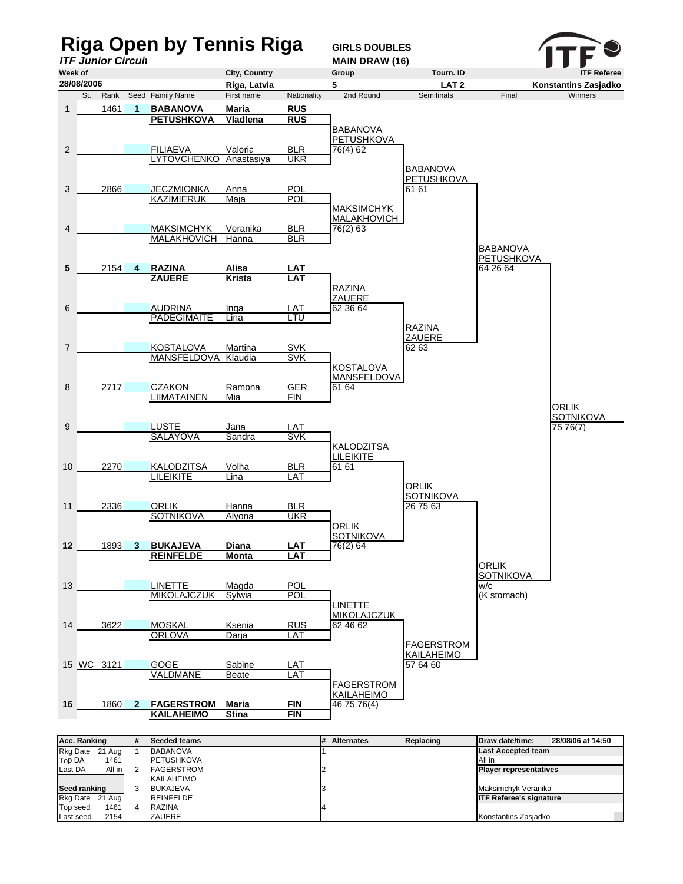# Riga Open by Tennis Riga

***ITF Junior Circuit***

**GIRLS DOUBLES**
**MAIN DRAW (16)**

| Week of | City, Country | Group | Tourn. ID | ITF Referee |
|---|---|---|---|---|
| 28/08/2006 | Riga, Latvia | 5 | LAT 2 | Konstantins Zasjadko |

| # | St. | Rank | Seed | Family Name | First name | Nationality |
|---|---|---|---|---|---|---|
| 1 | | 1461 | 1 | **BABANOVA** | **Maria** | **RUS** |
| | | | | **PETUSHKOVA** | **Vladlena** | **RUS** |
| 2 | | | | FILIAEVA | Valeria | BLR |
| | | | | LYTOVCHENKO | Anastasiya | UKR |
| 3 | | 2866 | | JECZMIONKA | Anna | POL |
| | | | | KAZIMIERUK | Maja | POL |
| 4 | | | | MAKSIMCHYK | Veranika | BLR |
| | | | | MALAKHOVICH | Hanna | BLR |
| 5 | | 2154 | 4 | **RAZINA** | **Alisa** | **LAT** |
| | | | | **ZAUERE** | **Krista** | **LAT** |
| 6 | | | | AUDRINA | Inga | LAT |
| | | | | PADEGIMAITE | Lina | LTU |
| 7 | | | | KOSTALOVA | Martina | SVK |
| | | | | MANSFELDOVA | Klaudia | SVK |
| 8 | | 2717 | | CZAKON | Ramona | GER |
| | | | | LIIMATAINEN | Mia | FIN |
| 9 | | | | LUSTE | Jana | LAT |
| | | | | SALAYOVA | Sandra | SVK |
| 10 | | 2270 | | KALODZITSA | Volha | BLR |
| | | | | LILEIKITE | Lina | LAT |
| 11 | | 2336 | | ORLIK | Hanna | BLR |
| | | | | SOTNIKOVA | Alyona | UKR |
| 12 | | 1893 | 3 | **BUKAJEVA** | **Diana** | **LAT** |
| | | | | **REINFELDE** | **Monta** | **LAT** |
| 13 | | | | LINETTE | Magda | POL |
| | | | | MIKOLAJCZUK | Sylwia | POL |
| 14 | | 3622 | | MOSKAL | Ksenia | RUS |
| | | | | ORLOVA | Darja | LAT |
| 15 | WC | 3121 | | GOGE | Sabine | LAT |
| | | | | VALDMANE | Beate | LAT |
| 16 | | 1860 | 2 | **FAGERSTROM** | **Maria** | **FIN** |
| | | | | **KAILAHEIMO** | **Stina** | **FIN** |

**2nd Round**

| Match | Winners | Score |
|---|---|---|
| 1–2 | BABANOVA / PETUSHKOVA | 76(4) 62 |
| 3–4 | MAKSIMCHYK / MALAKHOVICH | 76(2) 63 |
| 5–6 | RAZINA / ZAUERE | 62 36 64 |
| 7–8 | KOSTALOVA / MANSFELDOVA | 61 64 |
| 9–10 | KALODZITSA / LILEIKITE | 61 61 |
| 11–12 | ORLIK / SOTNIKOVA | 76(2) 64 |
| 13–14 | LINETTE / MIKOLAJCZUK | 62 46 62 |
| 15–16 | FAGERSTROM / KAILAHEIMO | 46 75 76(4) |

**Semifinals**

| Winners | Score |
|---|---|
| BABANOVA / PETUSHKOVA | 61 61 |
| RAZINA / ZAUERE | 62 63 |
| ORLIK / SOTNIKOVA | 26 75 63 |
| FAGERSTROM / KAILAHEIMO | 57 64 60 |

**Final**

| Winners | Score |
|---|---|
| BABANOVA / PETUSHKOVA | 64 26 64 |
| ORLIK / SOTNIKOVA | w/o (K stomach) |

**Winners**

ORLIK / SOTNIKOVA — 75 76(7)

| Acc. Ranking | | # | Seeded teams | # | Alternates | Replacing | Draw date/time: | 28/08/06 at 14:50 |
|---|---|---|---|---|---|---|---|---|
| Rkg Date | 21 Aug | 1 | BABANOVA | 1 | | | **Last Accepted team** | |
| Top DA | 1461 | | PETUSHKOVA | | | | All in | |
| Last DA | All in | 2 | FAGERSTROM | 2 | | | **Player representatives** | |
| | | | KAILAHEIMO | | | | | |
| **Seed ranking** | | 3 | BUKAJEVA | 3 | | | Maksimchyk Veranika | |
| Rkg Date | 21 Aug | | REINFELDE | | | | **ITF Referee's signature** | |
| Top seed | 1461 | 4 | RAZINA | 4 | | | | |
| Last seed | 2154 | | ZAUERE | | | | Konstantins Zasjadko | |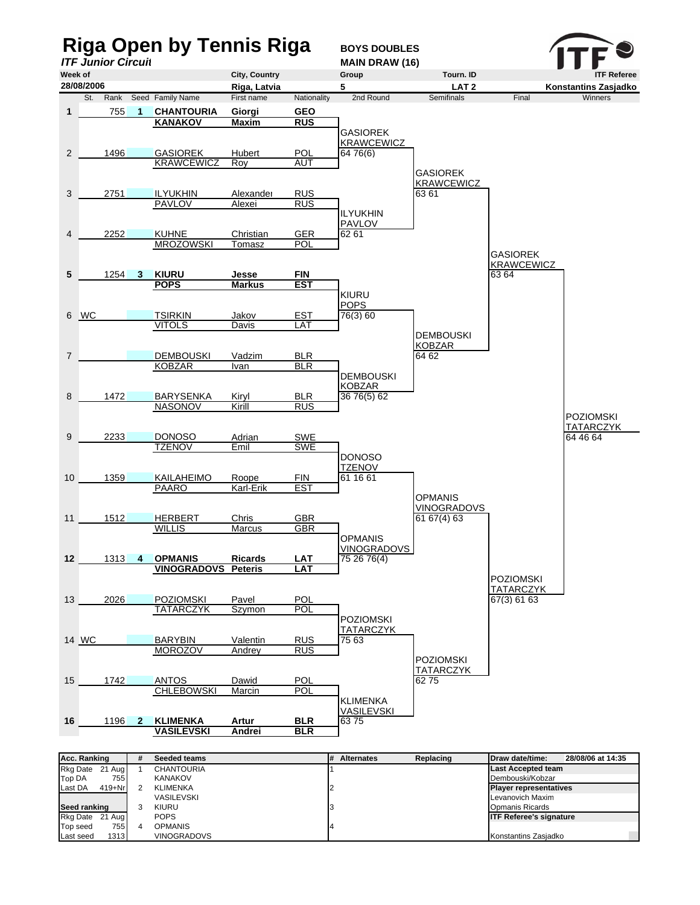# Riga Open by Tennis Riga

***ITF Junior Circuit***

**BOYS DOUBLES**
**MAIN DRAW (16)**

| Week of | City, Country | Group | Tourn. ID | ITF Referee |
|---|---|---|---|---|
| 28/08/2006 | Riga, Latvia | 5 | LAT 2 | Konstantins Zasjadko |

| # | St. | Rank | Seed | Family Name | First name | Nationality |
|---|---|---|---|---|---|---|
| 1 | | 755 | 1 | **CHANTOURIA** | **Giorgi** | **GEO** |
| | | | | **KANAKOV** | **Maxim** | **RUS** |
| 2 | | 1496 | | GASIOREK | Hubert | POL |
| | | | | KRAWCEWICZ | Roy | AUT |
| 3 | | 2751 | | ILYUKHIN | Alexander | RUS |
| | | | | PAVLOV | Alexei | RUS |
| 4 | | 2252 | | KUHNE | Christian | GER |
| | | | | MROZOWSKI | Tomasz | POL |
| 5 | | 1254 | 3 | **KIURU** | **Jesse** | **FIN** |
| | | | | **POPS** | **Markus** | **EST** |
| 6 | WC | | | TSIRKIN | Jakov | EST |
| | | | | VITOLS | Davis | LAT |
| 7 | | | | DEMBOUSKI | Vadzim | BLR |
| | | | | KOBZAR | Ivan | BLR |
| 8 | | 1472 | | BARYSENKA | Kiryl | BLR |
| | | | | NASONOV | Kirill | RUS |
| 9 | | 2233 | | DONOSO | Adrian | SWE |
| | | | | TZENOV | Emil | SWE |
| 10 | | 1359 | | KAILAHEIMO | Roope | FIN |
| | | | | PAARO | Karl-Erik | EST |
| 11 | | 1512 | | HERBERT | Chris | GBR |
| | | | | WILLIS | Marcus | GBR |
| 12 | | 1313 | 4 | **OPMANIS** | **Ricards** | **LAT** |
| | | | | **VINOGRADOVS** | **Peteris** | **LAT** |
| 13 | | 2026 | | POZIOMSKI | Pavel | POL |
| | | | | TATARCZYK | Szymon | POL |
| 14 | WC | | | BARYBIN | Valentin | RUS |
| | | | | MOROZOV | Andrey | RUS |
| 15 | | 1742 | | ANTOS | Dawid | POL |
| | | | | CHLEBOWSKI | Marcin | POL |
| 16 | | 1196 | 2 | **KLIMENKA** | **Artur** | **BLR** |
| | | | | **VASILEVSKI** | **Andrei** | **BLR** |

**2nd Round**
- GASIOREK / KRAWCEWICZ 64 76(6)
- ILYUKHIN / PAVLOV 62 61
- KIURU / POPS 76(3) 60
- DEMBOUSKI / KOBZAR 36 76(5) 62
- DONOSO / TZENOV 61 16 61
- OPMANIS / VINOGRADOVS 75 26 76(4)
- POZIOMSKI / TATARCZYK 75 63
- KLIMENKA / VASILEVSKI 63 75

**Semifinals**
- GASIOREK / KRAWCEWICZ 63 61
- DEMBOUSKI / KOBZAR 64 62
- OPMANIS / VINOGRADOVS 61 67(4) 63
- POZIOMSKI / TATARCZYK 62 75

**Final**
- GASIOREK / KRAWCEWICZ 63 64
- POZIOMSKI / TATARCZYK 67(3) 61 63

**Winners**
- POZIOMSKI / TATARCZYK 64 46 64

| Acc. Ranking | | # | Seeded teams | # | Alternates | Replacing | Draw date/time: 28/08/06 at 14:35 |
|---|---|---|---|---|---|---|---|
| Rkg Date | 21 Aug | 1 | CHANTOURIA | 1 | | | **Last Accepted team** |
| Top DA | 755 | | KANAKOV | | | | Dembouski/Kobzar |
| Last DA | 419+Nr | 2 | KLIMENKA | 2 | | | **Player representatives** |
| | | | VASILEVSKI | | | | Levanovich Maxim |
| **Seed ranking** | | 3 | KIURU | 3 | | | Opmanis Ricards |
| Rkg Date | 21 Aug | | POPS | | | | **ITF Referee's signature** |
| Top seed | 755 | 4 | OPMANIS | 4 | | | |
| Last seed | 1313 | | VINOGRADOVS | | | | Konstantins Zasjadko |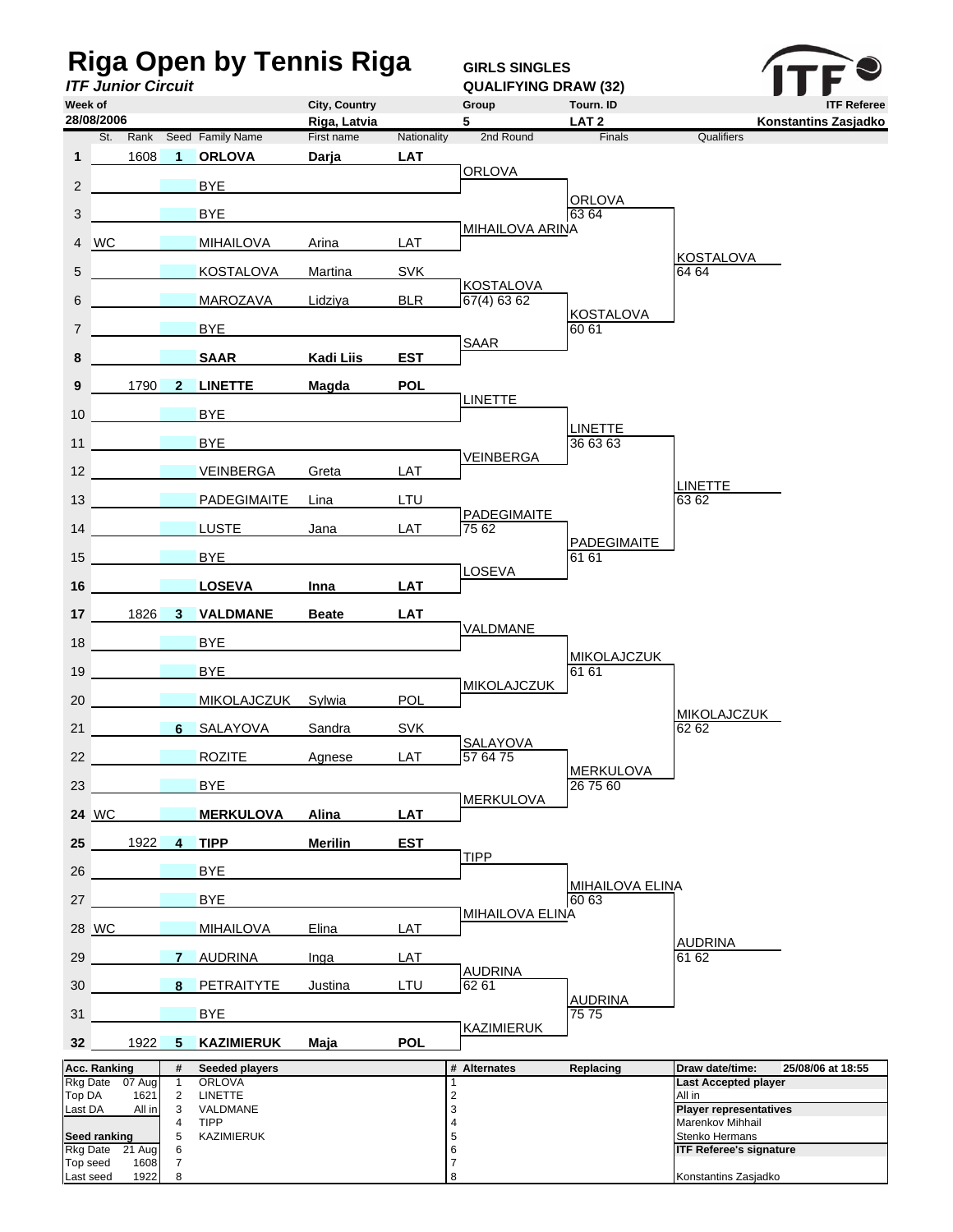# Riga Open by Tennis Riga

***ITF Junior Circuit***

**GIRLS SINGLES**
**QUALIFYING DRAW (32)**

| Week of | City, Country | Group | Tourn. ID | ITF Referee |
|---|---|---|---|---|
| 28/08/2006 | Riga, Latvia | 5 | LAT 2 | Konstantins Zasjadko |

| # | St. | Rank | Seed | Family Name | First name | Nationality | 2nd Round | Finals | Qualifiers |
|---|---|---|---|---|---|---|---|---|---|
| **1** | | 1608 | **1** | **ORLOVA** | **Darja** | **LAT** | ORLOVA | | |
| 2 | | | | BYE | | | | ORLOVA 63 64 | |
| 3 | | | | BYE | | | MIHAILOVA ARINA | | |
| 4 | WC | | | MIHAILOVA | Arina | LAT | | | KOSTALOVA 64 64 |
| 5 | | | | KOSTALOVA | Martina | SVK | KOSTALOVA 67(4) 63 62 | | |
| 6 | | | | MAROZAVA | Lidziya | BLR | | KOSTALOVA 60 61 | |
| 7 | | | | BYE | | | SAAR | | |
| **8** | | | | **SAAR** | **Kadi Liis** | **EST** | | | |
| **9** | | 1790 | **2** | **LINETTE** | **Magda** | **POL** | LINETTE | | |
| 10 | | | | BYE | | | | LINETTE 36 63 63 | |
| 11 | | | | BYE | | | VEINBERGA | | |
| 12 | | | | VEINBERGA | Greta | LAT | | | LINETTE 63 62 |
| 13 | | | | PADEGIMAITE | Lina | LTU | PADEGIMAITE 75 62 | | |
| 14 | | | | LUSTE | Jana | LAT | | PADEGIMAITE 61 61 | |
| 15 | | | | BYE | | | LOSEVA | | |
| **16** | | | | **LOSEVA** | **Inna** | **LAT** | | | |
| **17** | | 1826 | **3** | **VALDMANE** | **Beate** | **LAT** | VALDMANE | | |
| 18 | | | | BYE | | | | MIKOLAJCZUK 61 61 | |
| 19 | | | | BYE | | | MIKOLAJCZUK | | |
| 20 | | | | MIKOLAJCZUK | Sylwia | POL | | | MIKOLAJCZUK 62 62 |
| 21 | | | 6 | SALAYOVA | Sandra | SVK | SALAYOVA 57 64 75 | | |
| 22 | | | | ROZITE | Agnese | LAT | | MERKULOVA 26 75 60 | |
| 23 | | | | BYE | | | MERKULOVA | | |
| **24** | WC | | | **MERKULOVA** | **Alina** | **LAT** | | | |
| **25** | | 1922 | **4** | **TIPP** | **Merilin** | **EST** | TIPP | | |
| 26 | | | | BYE | | | | MIHAILOVA ELINA 60 63 | |
| 27 | | | | BYE | | | MIHAILOVA ELINA | | |
| 28 | WC | | | MIHAILOVA | Elina | LAT | | | AUDRINA 61 62 |
| 29 | | | 7 | AUDRINA | Inga | LAT | AUDRINA 62 61 | | |
| 30 | | | 8 | PETRAITYTE | Justina | LTU | | AUDRINA 75 75 | |
| 31 | | | | BYE | | | KAZIMIERUK | | |
| **32** | | 1922 | **5** | **KAZIMIERUK** | **Maja** | **POL** | | | |

| Acc. Ranking | | # | Seeded players | # | Alternates | Replacing | Draw date/time: 25/08/06 at 18:55 |
|---|---|---|---|---|---|---|---|
| Rkg Date | 07 Aug | 1 | ORLOVA | 1 | | | **Last Accepted player** |
| Top DA | 1621 | 2 | LINETTE | 2 | | | All in |
| Last DA | All in | 3 | VALDMANE | 3 | | | **Player representatives** |
| | | 4 | TIPP | 4 | | | Marenkov Mihhail |
| **Seed ranking** | | 5 | KAZIMIERUK | 5 | | | Stenko Hermans |
| Rkg Date | 21 Aug | 6 | | 6 | | | **ITF Referee's signature** |
| Top seed | 1608 | 7 | | 7 | | | |
| Last seed | 1922 | 8 | | 8 | | | Konstantins Zasjadko |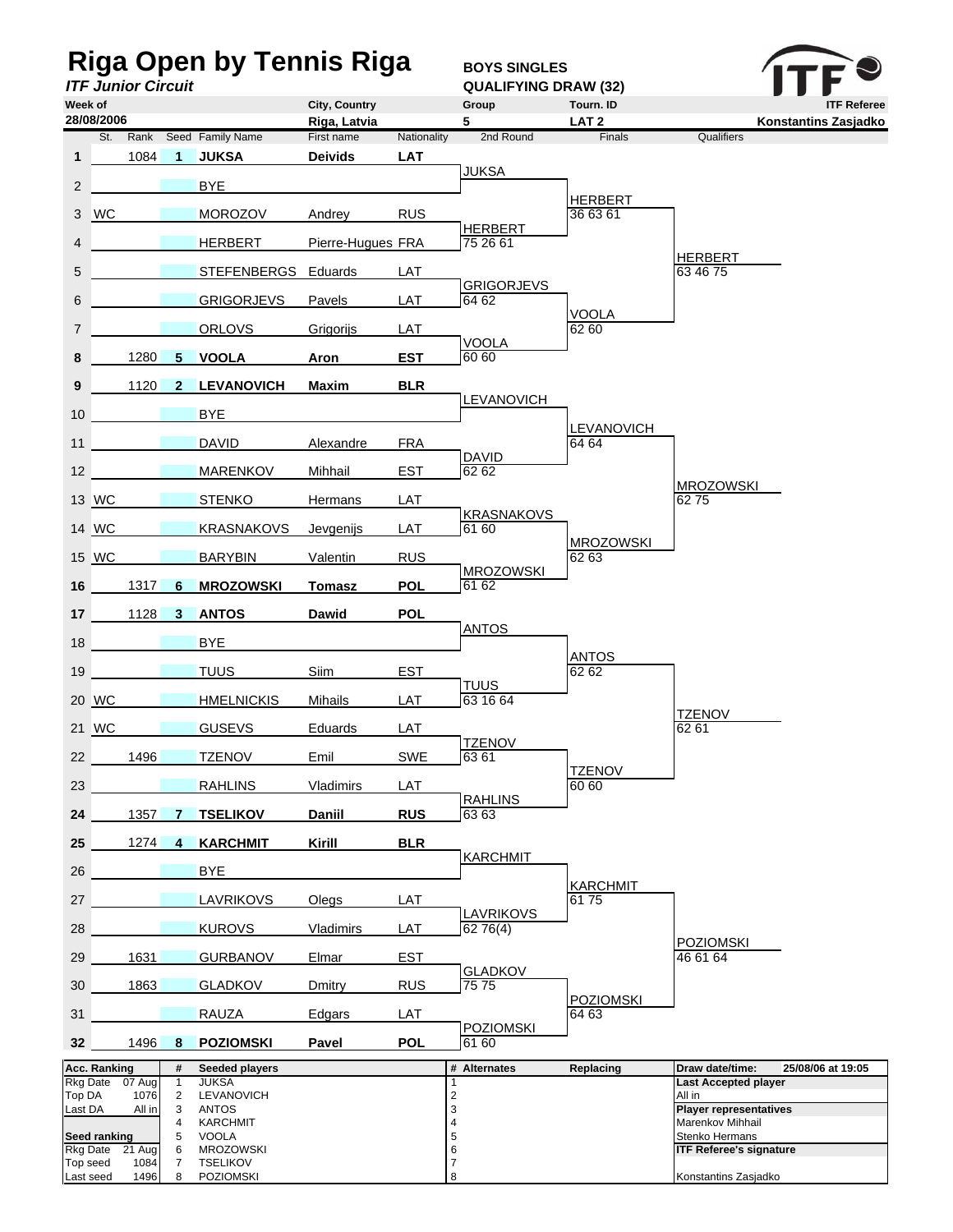# Riga Open by Tennis Riga

*ITF Junior Circuit*

**BOYS SINGLES**
**QUALIFYING DRAW (32)**

| Week of | City, Country | Group | Tourn. ID | ITF Referee |
|---|---|---|---|---|
| 28/08/2006 | Riga, Latvia | 5 | LAT 2 | Konstantins Zasjadko |

| # | St. | Rank | Seed | Family Name | First name | Nationality | 2nd Round | Finals | Qualifiers |
|---|---|---|---|---|---|---|---|---|---|
| 1 | | 1084 | 1 | **JUKSA** | **Deivids** | **LAT** | JUKSA | | |
| 2 | | | | BYE | | | | HERBERT 36 63 61 | |
| 3 | WC | | | MOROZOV | Andrey | RUS | HERBERT 75 26 61 | | |
| 4 | | | | HERBERT | Pierre-Hugues | FRA | | | HERBERT 63 46 75 |
| 5 | | | | STEFENBERGS | Eduards | LAT | GRIGORJEVS 64 62 | | |
| 6 | | | | GRIGORJEVS | Pavels | LAT | | VOOLA 62 60 | |
| 7 | | | | ORLOVS | Grigorijs | LAT | VOOLA 60 60 | | |
| 8 | | 1280 | 5 | **VOOLA** | **Aron** | **EST** | | | |
| 9 | | 1120 | 2 | **LEVANOVICH** | **Maxim** | **BLR** | LEVANOVICH | | |
| 10 | | | | BYE | | | | LEVANOVICH 64 64 | |
| 11 | | | | DAVID | Alexandre | FRA | DAVID 62 62 | | |
| 12 | | | | MARENKOV | Mihhail | EST | | | MROZOWSKI 62 75 |
| 13 | WC | | | STENKO | Hermans | LAT | KRASNAKOVS 61 60 | | |
| 14 | WC | | | KRASNAKOVS | Jevgenijs | LAT | | MROZOWSKI 62 63 | |
| 15 | WC | | | BARYBIN | Valentin | RUS | MROZOWSKI 61 62 | | |
| 16 | | 1317 | 6 | **MROZOWSKI** | **Tomasz** | **POL** | | | |
| 17 | | 1128 | 3 | **ANTOS** | **Dawid** | **POL** | ANTOS | | |
| 18 | | | | BYE | | | | ANTOS 62 62 | |
| 19 | | | | TUUS | Siim | EST | TUUS 63 16 64 | | |
| 20 | WC | | | HMELNICKIS | Mihails | LAT | | | TZENOV 62 61 |
| 21 | WC | | | GUSEVS | Eduards | LAT | TZENOV 63 61 | | |
| 22 | | 1496 | | TZENOV | Emil | SWE | | TZENOV 60 60 | |
| 23 | | | | RAHLINS | Vladimirs | LAT | RAHLINS 63 63 | | |
| 24 | | 1357 | 7 | **TSELIKOV** | **Daniil** | **RUS** | | | |
| 25 | | 1274 | 4 | **KARCHMIT** | **Kirill** | **BLR** | KARCHMIT | | |
| 26 | | | | BYE | | | | KARCHMIT 61 75 | |
| 27 | | | | LAVRIKOVS | Olegs | LAT | LAVRIKOVS 62 76(4) | | |
| 28 | | | | KUROVS | Vladimirs | LAT | | | POZIOMSKI 46 61 64 |
| 29 | | 1631 | | GURBANOV | Elmar | EST | GLADKOV 75 75 | | |
| 30 | | 1863 | | GLADKOV | Dmitry | RUS | | POZIOMSKI 64 63 | |
| 31 | | | | RAUZA | Edgars | LAT | POZIOMSKI 61 60 | | |
| 32 | | 1496 | 8 | **POZIOMSKI** | **Pavel** | **POL** | | | |

| Acc. Ranking | | # | Seeded players | # | Alternates | Replacing | Draw date/time: | 25/08/06 at 19:05 |
|---|---|---|---|---|---|---|---|---|
| Rkg Date | 07 Aug | 1 | JUKSA | 1 | | | **Last Accepted player** | |
| Top DA | 1076 | 2 | LEVANOVICH | 2 | | | All in | |
| Last DA | All in | 3 | ANTOS | 3 | | | **Player representatives** | |
| | | 4 | KARCHMIT | 4 | | | Marenkov Mihhail | |
| **Seed ranking** | | 5 | VOOLA | 5 | | | Stenko Hermans | |
| Rkg Date | 21 Aug | 6 | MROZOWSKI | 6 | | | **ITF Referee's signature** | |
| Top seed | 1084 | 7 | TSELIKOV | 7 | | | | |
| Last seed | 1496 | 8 | POZIOMSKI | 8 | | | Konstantins Zasjadko | |